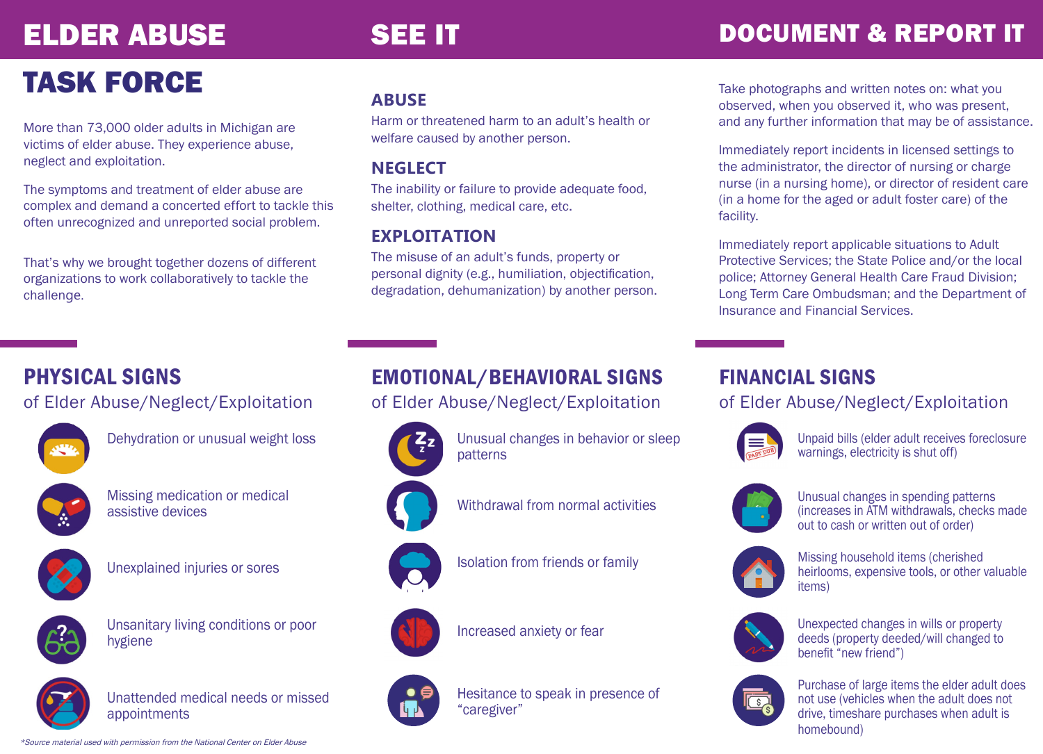# ELDER ABUSE TASK FORCE

More than 73,000 older adults in Michigan are victims of elder abuse. They experience abuse, neglect and exploitation.

The symptoms and treatment of elder abuse are complex and demand a concerted effort to tackle this often unrecognized and unreported social problem.

That's why we brought together dozens of different organizations to work collaboratively to tackle the challenge.

# SEE IT

## ABUSE

Harm or threatened harm to an adult's health or welfare caused by another person.

## NEGLECT

The inability or failure to provide adequate food, shelter, clothing, medical care, etc.

## EXPLOITATION

The misuse of an adult's funds, property or personal dignity (e.g., humiliation, objectification, degradation, dehumanization) by another person.

# DOCUMENT & REPORT IT

Take photographs and written notes on: what you observed, when you observed it, who was present, and any further information that may be of assistance.

Immediately report incidents in licensed settings to the administrator, the director of nursing or charge nurse (in a nursing home), or director of resident care (in a home for the aged or adult foster care) of the facility.

Immediately report applicable situations to Adult Protective Services; the State Police and/or the local police; Attorney General Health Care Fraud Division; Long Term Care Ombudsman; and the Department of Insurance and Financial Services.

## PHYSICAL SIGNS

### of Elder Abuse/Neglect/Exploitation

- Dehydration or unusual weight loss
- Missing medication or medical assistive devices
- Unexplained injuries or sores
- Unsanitary living conditions or poor hygiene
- Unattended medical needs or missed appointments

## EMOTIONAL/BEHAVIORAL SIGNS

### of Elder Abuse/Neglect/Exploitation

- Unusual changes in behavior or sleep patterns
- Withdrawal from normal activities
- Isolation from friends or family
- Increased anxiety or fear
- Hesitance to speak in presence of "caregiver"

## FINANCIAL SIGNS

### of Elder Abuse/Neglect/Exploitation

- Unpaid bills (elder adult receives foreclosure warnings, electricity is shut off)
- Unusual changes in spending patterns (increases in ATM withdrawals, checks made out to cash or written out of order)
- Missing household items (cherished heirlooms, expensive tools, or other valuable items)
- Unexpected changes in wills or property deeds (property deeded/will changed to benefit "new friend")
- Purchase of large items the elder adult does not use (vehicles when the adult does not drive, timeshare purchases when adult is homebound)

*Source material used with permission from the National Center on Elder Abuse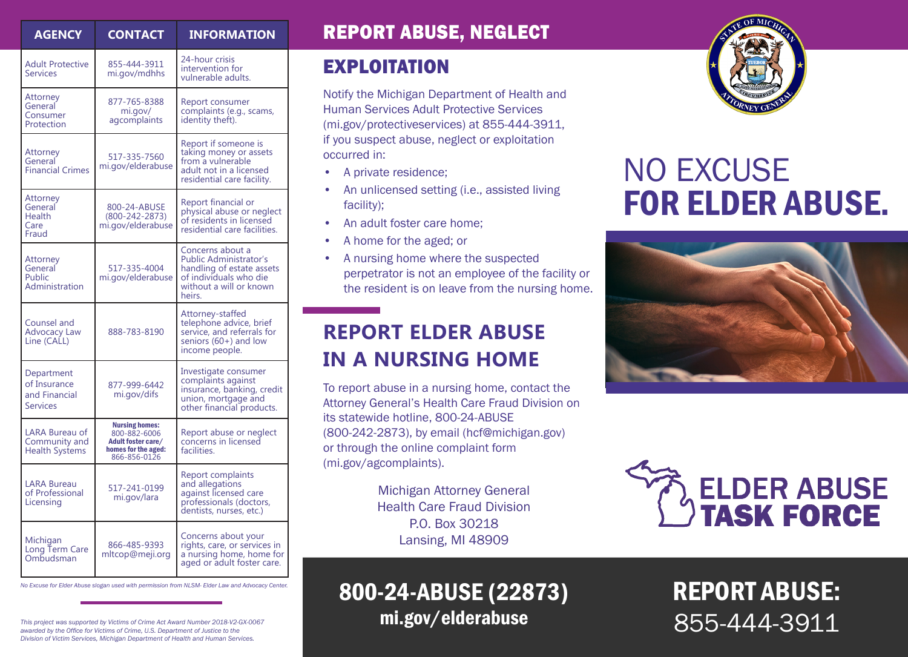| AGENCY | CONTACT | INFORMATION |
|---|---|---|
| Adult Protective Services | 855-444-3911 mi.gov/mdhhs | 24-hour crisis intervention for vulnerable adults. |
| Attorney General Consumer Protection | 877-765-8388 mi.gov/agcomplaints | Report consumer complaints (e.g., scams, identity theft). |
| Attorney General Financial Crimes | 517-335-7560 mi.gov/elderabuse | Report if someone is taking money or assets from a vulnerable adult not in a licensed residential care facility. |
| Attorney General Health Care Fraud | 800-24-ABUSE (800-242-2873) mi.gov/elderabuse | Report financial or physical abuse or neglect of residents in licensed residential care facilities. |
| Attorney General Public Administration | 517-335-4004 mi.gov/elderabuse | Concerns about a Public Administrator's handling of estate assets of individuals who die without a will or known heirs. |
| Counsel and Advocacy Law Line (CALL) | 888-783-8190 | Attorney-staffed telephone advice, brief service, and referrals for seniors (60+) and low income people. |
| Department of Insurance and Financial Services | 877-999-6442 mi.gov/difs | Investigate consumer complaints against insurance, banking, credit union, mortgage and other financial products. |
| LARA Bureau of Community and Health Systems | **Nursing homes:** 800-882-6006 **Adult foster care/ homes for the aged:** 866-856-0126 | Report abuse or neglect concerns in licensed facilities. |
| LARA Bureau of Professional Licensing | 517-241-0199 mi.gov/lara | Report complaints and allegations against licensed care professionals (doctors, dentists, nurses, etc.) |
| Michigan Long Term Care Ombudsman | 866-485-9393 mltcop@meji.org | Concerns about your rights, care, or services in a nursing home, home for aged or adult foster care. |

*No Excuse for Elder Abuse slogan used with permission from NLSM- Elder Law and Advocacy Center.*

*This project was supported by Victims of Crime Act Award Number 2018-V2-GX-0067 awarded by the Office for Victims of Crime, U.S. Department of Justice to the Division of Victim Services, Michigan Department of Health and Human Services.*

## REPORT ABUSE, NEGLECT EXPLOITATION

Notify the Michigan Department of Health and Human Services Adult Protective Services (mi.gov/protectiveservices) at 855-444-3911, if you suspect abuse, neglect or exploitation occurred in:

- A private residence;
- An unlicensed setting (i.e., assisted living facility);
- An adult foster care home;
- A home for the aged; or
- A nursing home where the suspected perpetrator is not an employee of the facility or the resident is on leave from the nursing home.

## REPORT ELDER ABUSE IN A NURSING HOME

To report abuse in a nursing home, contact the Attorney General's Health Care Fraud Division on its statewide hotline, 800-24-ABUSE (800-242-2873), by email (hcf@michigan.gov) or through the online complaint form (mi.gov/agcomplaints).

Michigan Attorney General
Health Care Fraud Division
P.O. Box 30218
Lansing, MI 48909

**800-24-ABUSE (22873)**
**mi.gov/elderabuse**

# NO EXCUSE FOR ELDER ABUSE.

**ELDER ABUSE TASK FORCE**

**REPORT ABUSE:**
855-444-3911